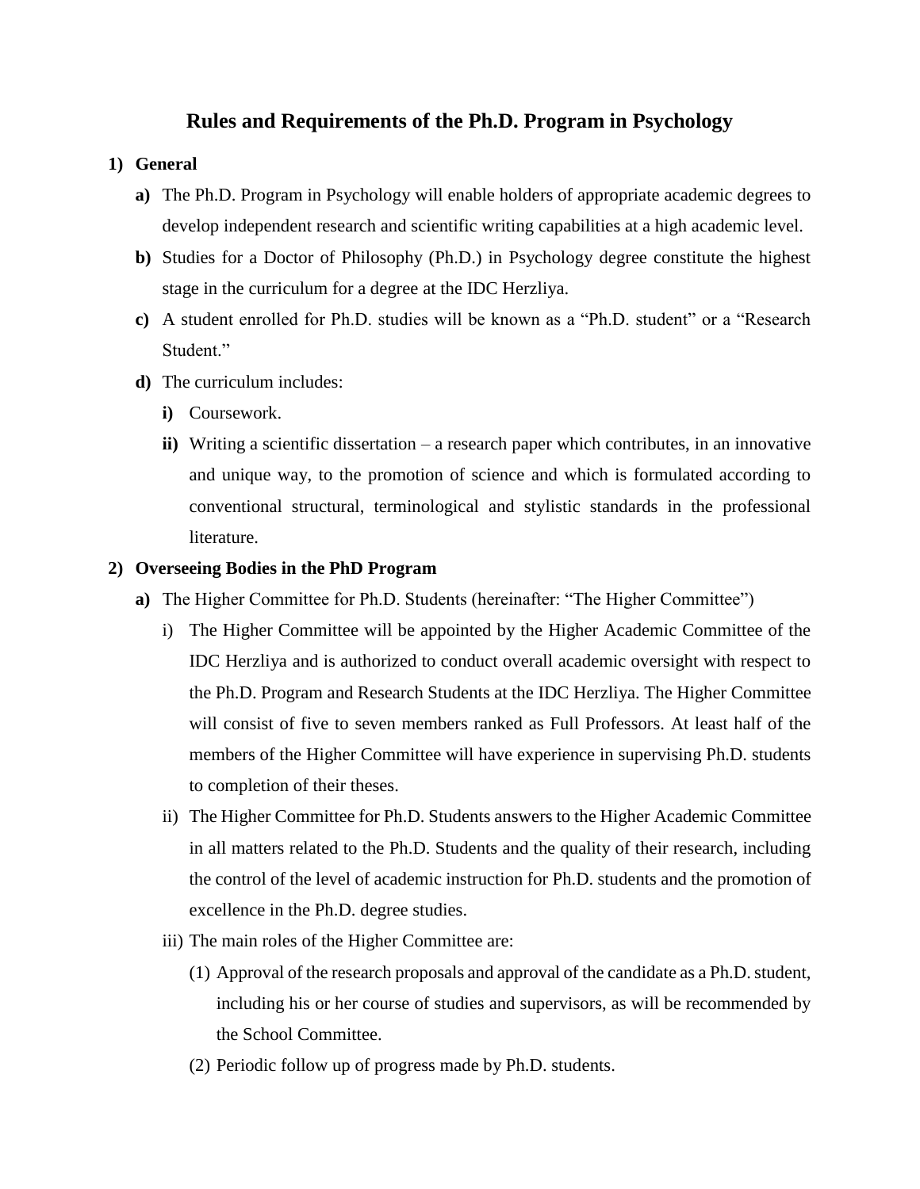# Rules and Requirements of the Ph.D. Program in Psychology

**1) General**

- **a)** The Ph.D. Program in Psychology will enable holders of appropriate academic degrees to develop independent research and scientific writing capabilities at a high academic level.
- **b)** Studies for a Doctor of Philosophy (Ph.D.) in Psychology degree constitute the highest stage in the curriculum for a degree at the IDC Herzliya.
- **c)** A student enrolled for Ph.D. studies will be known as a "Ph.D. student" or a "Research Student."
- **d)** The curriculum includes:
  - **i)** Coursework.
  - **ii)** Writing a scientific dissertation – a research paper which contributes, in an innovative and unique way, to the promotion of science and which is formulated according to conventional structural, terminological and stylistic standards in the professional literature.

**2) Overseeing Bodies in the PhD Program**

- **a)** The Higher Committee for Ph.D. Students (hereinafter: "The Higher Committee")
  - i) The Higher Committee will be appointed by the Higher Academic Committee of the IDC Herzliya and is authorized to conduct overall academic oversight with respect to the Ph.D. Program and Research Students at the IDC Herzliya. The Higher Committee will consist of five to seven members ranked as Full Professors. At least half of the members of the Higher Committee will have experience in supervising Ph.D. students to completion of their theses.
  - ii) The Higher Committee for Ph.D. Students answers to the Higher Academic Committee in all matters related to the Ph.D. Students and the quality of their research, including the control of the level of academic instruction for Ph.D. students and the promotion of excellence in the Ph.D. degree studies.
  - iii) The main roles of the Higher Committee are:
    - (1) Approval of the research proposals and approval of the candidate as a Ph.D. student, including his or her course of studies and supervisors, as will be recommended by the School Committee.
    - (2) Periodic follow up of progress made by Ph.D. students.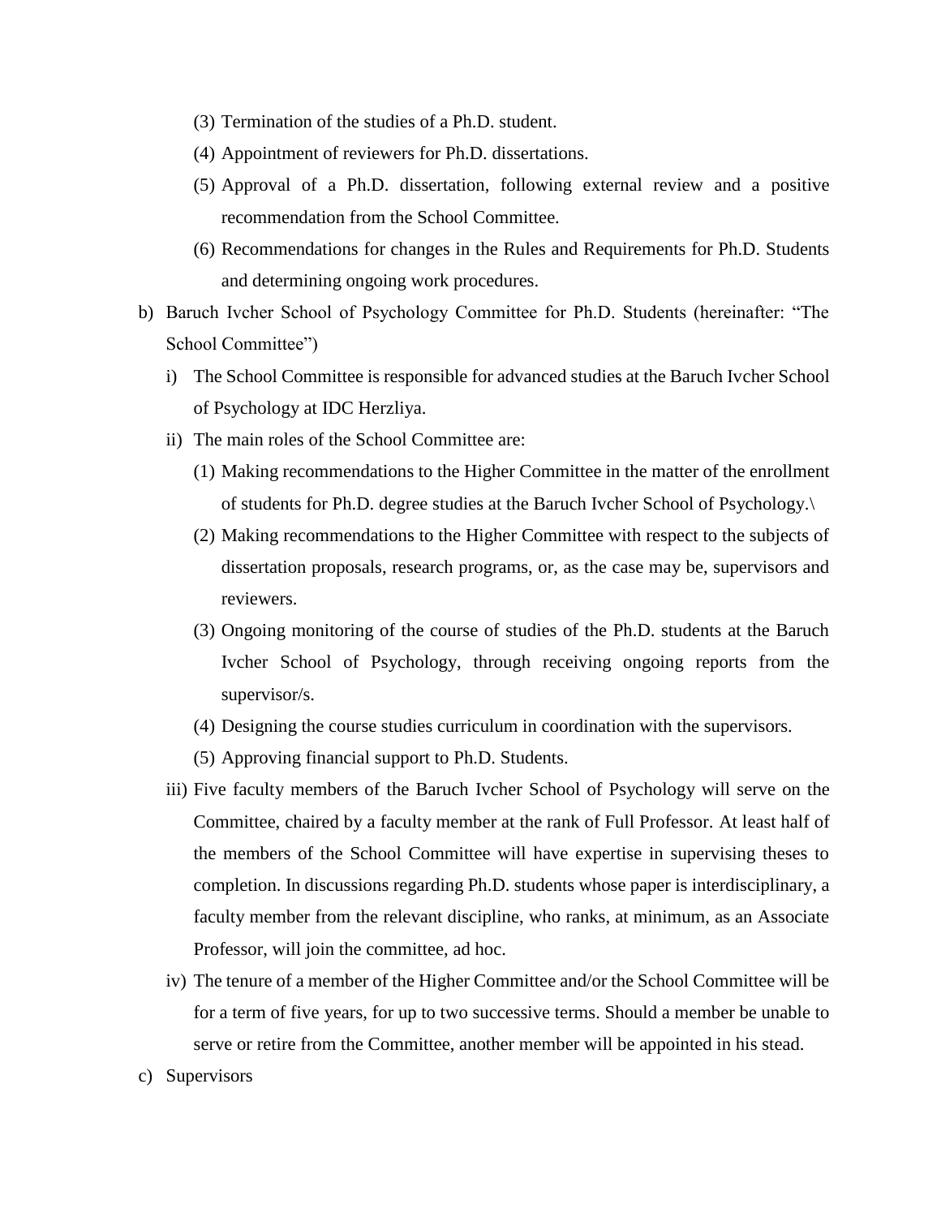(3) Termination of the studies of a Ph.D. student.

(4) Appointment of reviewers for Ph.D. dissertations.

(5) Approval of a Ph.D. dissertation, following external review and a positive recommendation from the School Committee.

(6) Recommendations for changes in the Rules and Requirements for Ph.D. Students and determining ongoing work procedures.

b) Baruch Ivcher School of Psychology Committee for Ph.D. Students (hereinafter: "The School Committee")

i) The School Committee is responsible for advanced studies at the Baruch Ivcher School of Psychology at IDC Herzliya.

ii) The main roles of the School Committee are:

(1) Making recommendations to the Higher Committee in the matter of the enrollment of students for Ph.D. degree studies at the Baruch Ivcher School of Psychology.\

(2) Making recommendations to the Higher Committee with respect to the subjects of dissertation proposals, research programs, or, as the case may be, supervisors and reviewers.

(3) Ongoing monitoring of the course of studies of the Ph.D. students at the Baruch Ivcher School of Psychology, through receiving ongoing reports from the supervisor/s.

(4) Designing the course studies curriculum in coordination with the supervisors.

(5) Approving financial support to Ph.D. Students.

iii) Five faculty members of the Baruch Ivcher School of Psychology will serve on the Committee, chaired by a faculty member at the rank of Full Professor. At least half of the members of the School Committee will have expertise in supervising theses to completion. In discussions regarding Ph.D. students whose paper is interdisciplinary, a faculty member from the relevant discipline, who ranks, at minimum, as an Associate Professor, will join the committee, ad hoc.

iv) The tenure of a member of the Higher Committee and/or the School Committee will be for a term of five years, for up to two successive terms. Should a member be unable to serve or retire from the Committee, another member will be appointed in his stead.

c) Supervisors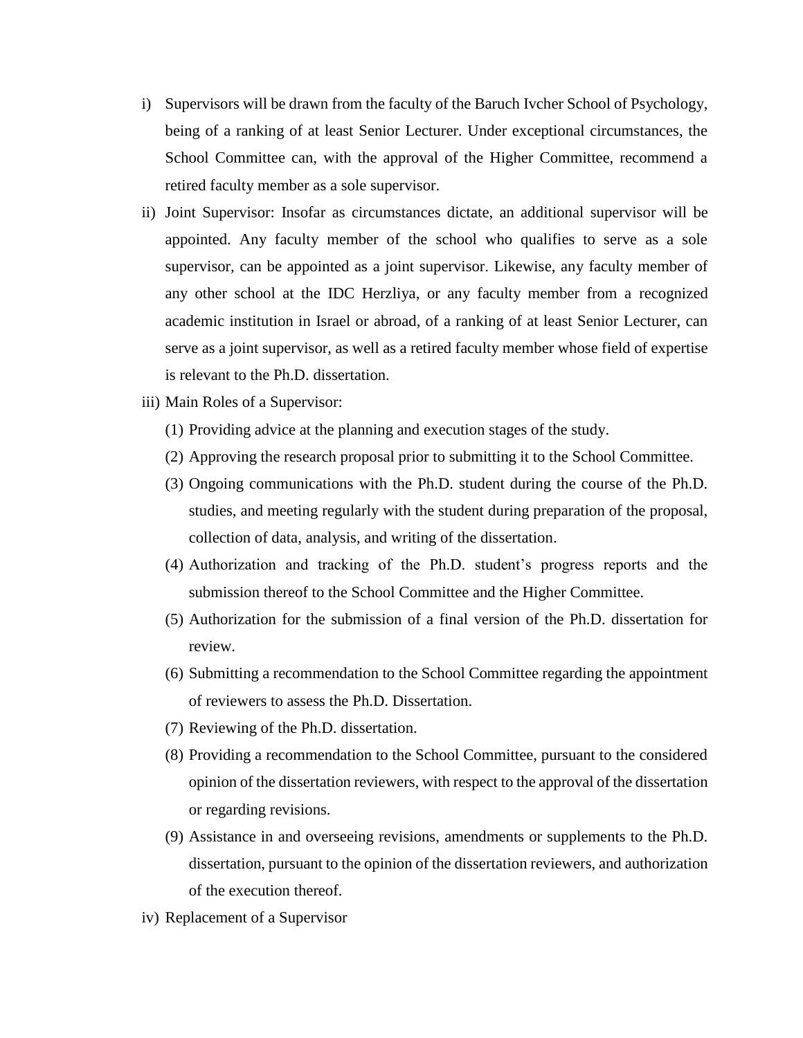i) Supervisors will be drawn from the faculty of the Baruch Ivcher School of Psychology, being of a ranking of at least Senior Lecturer. Under exceptional circumstances, the School Committee can, with the approval of the Higher Committee, recommend a retired faculty member as a sole supervisor.

ii) Joint Supervisor: Insofar as circumstances dictate, an additional supervisor will be appointed. Any faculty member of the school who qualifies to serve as a sole supervisor, can be appointed as a joint supervisor. Likewise, any faculty member of any other school at the IDC Herzliya, or any faculty member from a recognized academic institution in Israel or abroad, of a ranking of at least Senior Lecturer, can serve as a joint supervisor, as well as a retired faculty member whose field of expertise is relevant to the Ph.D. dissertation.

iii) Main Roles of a Supervisor:

   (1) Providing advice at the planning and execution stages of the study.

   (2) Approving the research proposal prior to submitting it to the School Committee.

   (3) Ongoing communications with the Ph.D. student during the course of the Ph.D. studies, and meeting regularly with the student during preparation of the proposal, collection of data, analysis, and writing of the dissertation.

   (4) Authorization and tracking of the Ph.D. student's progress reports and the submission thereof to the School Committee and the Higher Committee.

   (5) Authorization for the submission of a final version of the Ph.D. dissertation for review.

   (6) Submitting a recommendation to the School Committee regarding the appointment of reviewers to assess the Ph.D. Dissertation.

   (7) Reviewing of the Ph.D. dissertation.

   (8) Providing a recommendation to the School Committee, pursuant to the considered opinion of the dissertation reviewers, with respect to the approval of the dissertation or regarding revisions.

   (9) Assistance in and overseeing revisions, amendments or supplements to the Ph.D. dissertation, pursuant to the opinion of the dissertation reviewers, and authorization of the execution thereof.

iv) Replacement of a Supervisor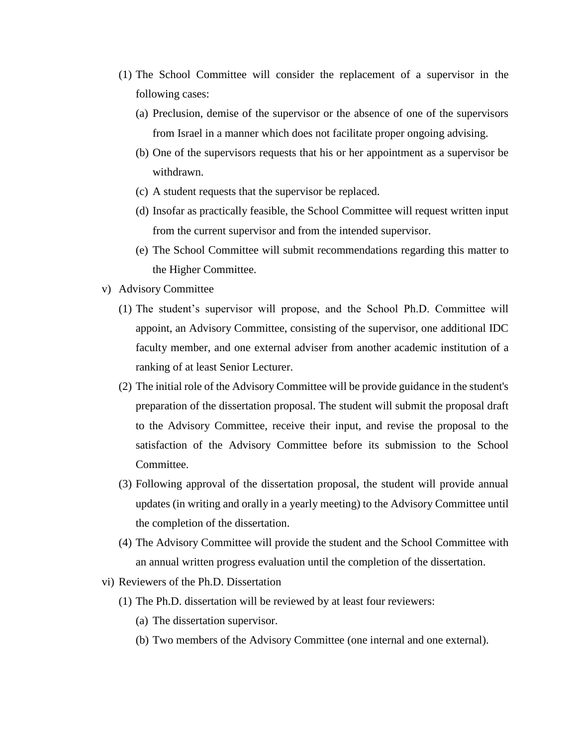(1) The School Committee will consider the replacement of a supervisor in the following cases:

   (a) Preclusion, demise of the supervisor or the absence of one of the supervisors from Israel in a manner which does not facilitate proper ongoing advising.

   (b) One of the supervisors requests that his or her appointment as a supervisor be withdrawn.

   (c) A student requests that the supervisor be replaced.

   (d) Insofar as practically feasible, the School Committee will request written input from the current supervisor and from the intended supervisor.

   (e) The School Committee will submit recommendations regarding this matter to the Higher Committee.

v) Advisory Committee

   (1) The student's supervisor will propose, and the School Ph.D. Committee will appoint, an Advisory Committee, consisting of the supervisor, one additional IDC faculty member, and one external adviser from another academic institution of a ranking of at least Senior Lecturer.

   (2) The initial role of the Advisory Committee will be provide guidance in the student's preparation of the dissertation proposal. The student will submit the proposal draft to the Advisory Committee, receive their input, and revise the proposal to the satisfaction of the Advisory Committee before its submission to the School Committee.

   (3) Following approval of the dissertation proposal, the student will provide annual updates (in writing and orally in a yearly meeting) to the Advisory Committee until the completion of the dissertation.

   (4) The Advisory Committee will provide the student and the School Committee with an annual written progress evaluation until the completion of the dissertation.

vi) Reviewers of the Ph.D. Dissertation

   (1) The Ph.D. dissertation will be reviewed by at least four reviewers:

      (a) The dissertation supervisor.

      (b) Two members of the Advisory Committee (one internal and one external).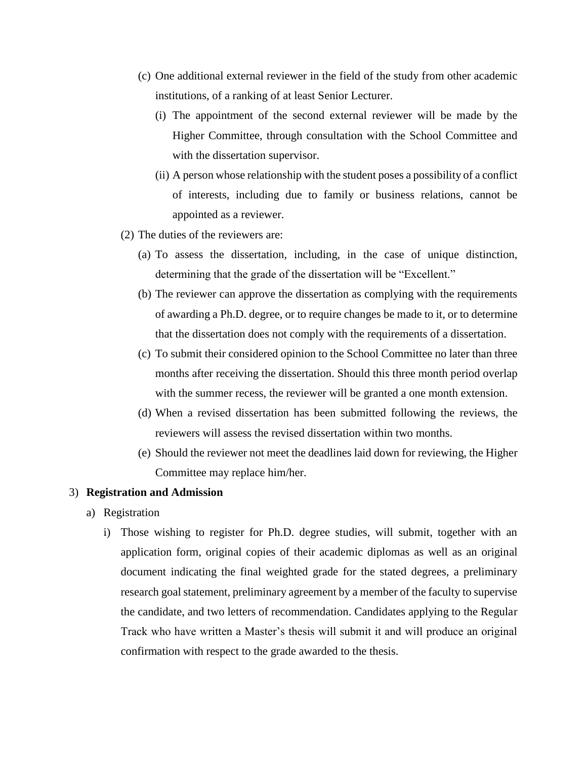(c) One additional external reviewer in the field of the study from other academic institutions, of a ranking of at least Senior Lecturer.

(i) The appointment of the second external reviewer will be made by the Higher Committee, through consultation with the School Committee and with the dissertation supervisor.

(ii) A person whose relationship with the student poses a possibility of a conflict of interests, including due to family or business relations, cannot be appointed as a reviewer.

(2) The duties of the reviewers are:

(a) To assess the dissertation, including, in the case of unique distinction, determining that the grade of the dissertation will be "Excellent."

(b) The reviewer can approve the dissertation as complying with the requirements of awarding a Ph.D. degree, or to require changes be made to it, or to determine that the dissertation does not comply with the requirements of a dissertation.

(c) To submit their considered opinion to the School Committee no later than three months after receiving the dissertation. Should this three month period overlap with the summer recess, the reviewer will be granted a one month extension.

(d) When a revised dissertation has been submitted following the reviews, the reviewers will assess the revised dissertation within two months.

(e) Should the reviewer not meet the deadlines laid down for reviewing, the Higher Committee may replace him/her.

3) **Registration and Admission**

a) Registration

i) Those wishing to register for Ph.D. degree studies, will submit, together with an application form, original copies of their academic diplomas as well as an original document indicating the final weighted grade for the stated degrees, a preliminary research goal statement, preliminary agreement by a member of the faculty to supervise the candidate, and two letters of recommendation. Candidates applying to the Regular Track who have written a Master's thesis will submit it and will produce an original confirmation with respect to the grade awarded to the thesis.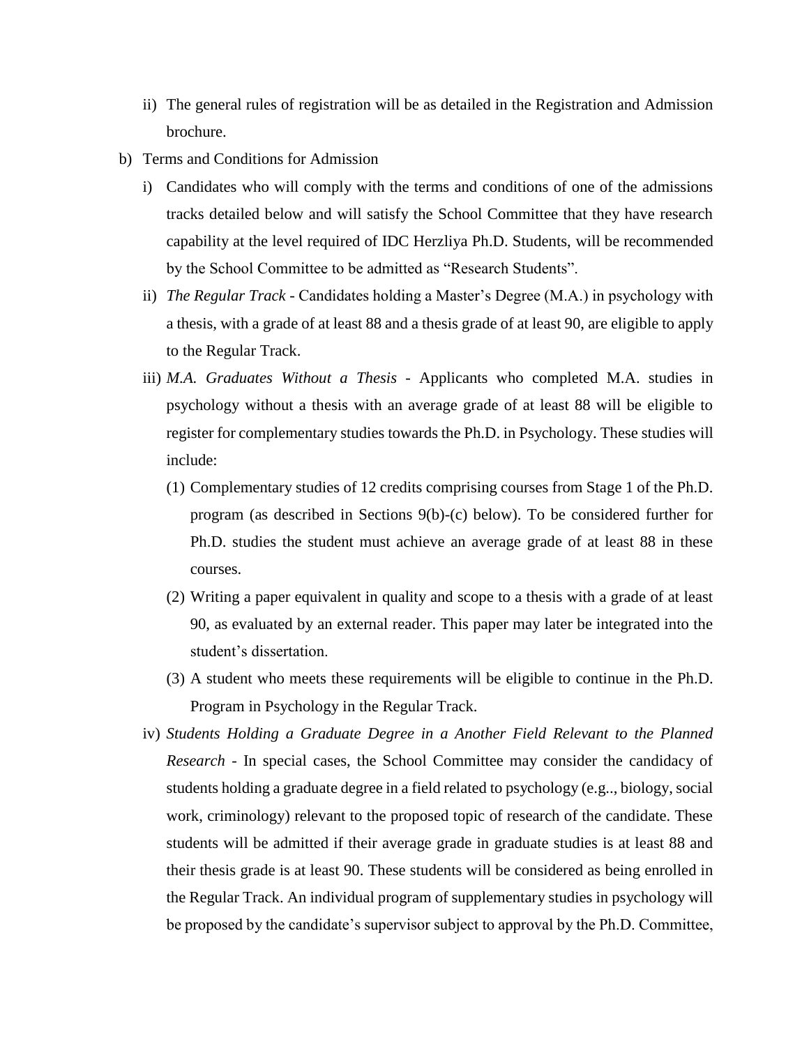ii) The general rules of registration will be as detailed in the Registration and Admission brochure.

b) Terms and Conditions for Admission

   i) Candidates who will comply with the terms and conditions of one of the admissions tracks detailed below and will satisfy the School Committee that they have research capability at the level required of IDC Herzliya Ph.D. Students, will be recommended by the School Committee to be admitted as "Research Students".

   ii) *The Regular Track* - Candidates holding a Master's Degree (M.A.) in psychology with a thesis, with a grade of at least 88 and a thesis grade of at least 90, are eligible to apply to the Regular Track.

   iii) *M.A. Graduates Without a Thesis* - Applicants who completed M.A. studies in psychology without a thesis with an average grade of at least 88 will be eligible to register for complementary studies towards the Ph.D. in Psychology. These studies will include:

      (1) Complementary studies of 12 credits comprising courses from Stage 1 of the Ph.D. program (as described in Sections 9(b)-(c) below). To be considered further for Ph.D. studies the student must achieve an average grade of at least 88 in these courses.

      (2) Writing a paper equivalent in quality and scope to a thesis with a grade of at least 90, as evaluated by an external reader. This paper may later be integrated into the student's dissertation.

      (3) A student who meets these requirements will be eligible to continue in the Ph.D. Program in Psychology in the Regular Track.

   iv) *Students Holding a Graduate Degree in a Another Field Relevant to the Planned Research* - In special cases, the School Committee may consider the candidacy of students holding a graduate degree in a field related to psychology (e.g.., biology, social work, criminology) relevant to the proposed topic of research of the candidate. These students will be admitted if their average grade in graduate studies is at least 88 and their thesis grade is at least 90. These students will be considered as being enrolled in the Regular Track. An individual program of supplementary studies in psychology will be proposed by the candidate's supervisor subject to approval by the Ph.D. Committee,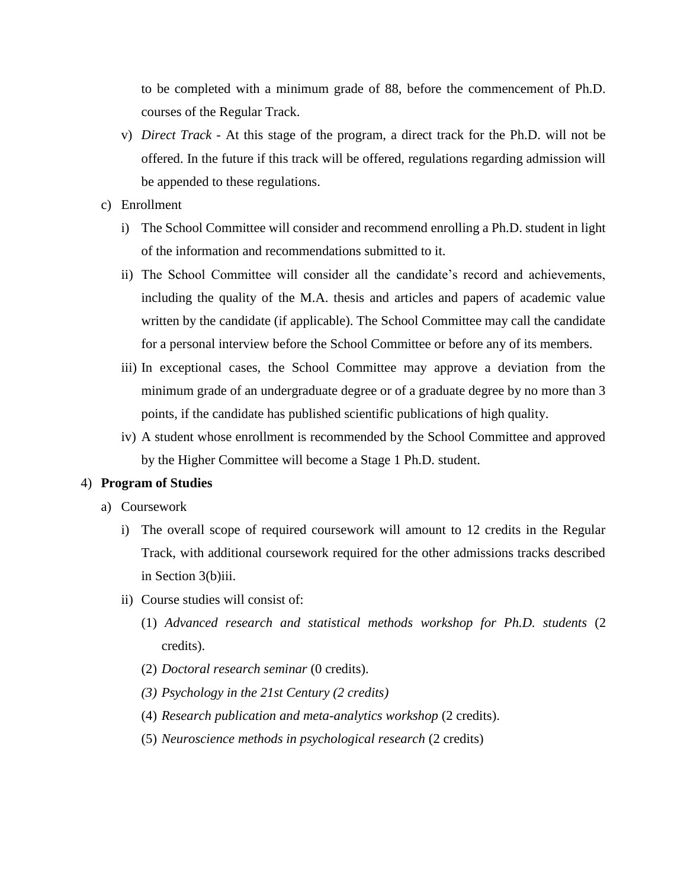to be completed with a minimum grade of 88, before the commencement of Ph.D. courses of the Regular Track.

v) *Direct Track* - At this stage of the program, a direct track for the Ph.D. will not be offered. In the future if this track will be offered, regulations regarding admission will be appended to these regulations.

c) Enrollment

i) The School Committee will consider and recommend enrolling a Ph.D. student in light of the information and recommendations submitted to it.

ii) The School Committee will consider all the candidate's record and achievements, including the quality of the M.A. thesis and articles and papers of academic value written by the candidate (if applicable). The School Committee may call the candidate for a personal interview before the School Committee or before any of its members.

iii) In exceptional cases, the School Committee may approve a deviation from the minimum grade of an undergraduate degree or of a graduate degree by no more than 3 points, if the candidate has published scientific publications of high quality.

iv) A student whose enrollment is recommended by the School Committee and approved by the Higher Committee will become a Stage 1 Ph.D. student.

4) **Program of Studies**

a) Coursework

i) The overall scope of required coursework will amount to 12 credits in the Regular Track, with additional coursework required for the other admissions tracks described in Section 3(b)iii.

ii) Course studies will consist of:

(1) *Advanced research and statistical methods workshop for Ph.D. students* (2 credits).

(2) *Doctoral research seminar* (0 credits).

*(3) Psychology in the 21st Century (2 credits)*

(4) *Research publication and meta-analytics workshop* (2 credits).

(5) *Neuroscience methods in psychological research* (2 credits)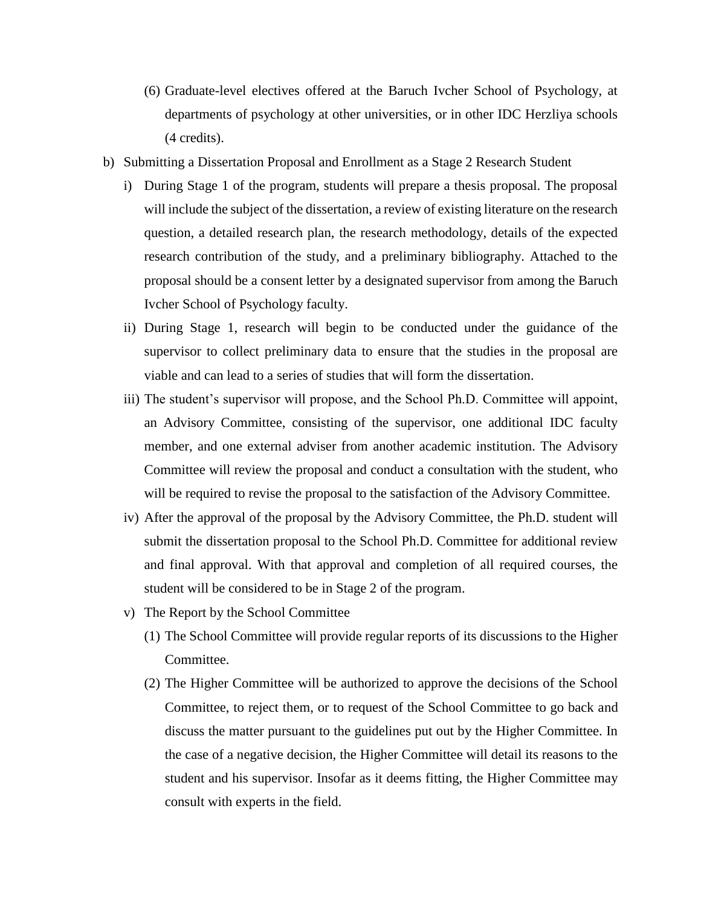(6) Graduate-level electives offered at the Baruch Ivcher School of Psychology, at departments of psychology at other universities, or in other IDC Herzliya schools (4 credits).

b) Submitting a Dissertation Proposal and Enrollment as a Stage 2 Research Student

   i) During Stage 1 of the program, students will prepare a thesis proposal. The proposal will include the subject of the dissertation, a review of existing literature on the research question, a detailed research plan, the research methodology, details of the expected research contribution of the study, and a preliminary bibliography. Attached to the proposal should be a consent letter by a designated supervisor from among the Baruch Ivcher School of Psychology faculty.

   ii) During Stage 1, research will begin to be conducted under the guidance of the supervisor to collect preliminary data to ensure that the studies in the proposal are viable and can lead to a series of studies that will form the dissertation.

   iii) The student's supervisor will propose, and the School Ph.D. Committee will appoint, an Advisory Committee, consisting of the supervisor, one additional IDC faculty member, and one external adviser from another academic institution. The Advisory Committee will review the proposal and conduct a consultation with the student, who will be required to revise the proposal to the satisfaction of the Advisory Committee.

   iv) After the approval of the proposal by the Advisory Committee, the Ph.D. student will submit the dissertation proposal to the School Ph.D. Committee for additional review and final approval. With that approval and completion of all required courses, the student will be considered to be in Stage 2 of the program.

   v) The Report by the School Committee

      (1) The School Committee will provide regular reports of its discussions to the Higher Committee.

      (2) The Higher Committee will be authorized to approve the decisions of the School Committee, to reject them, or to request of the School Committee to go back and discuss the matter pursuant to the guidelines put out by the Higher Committee. In the case of a negative decision, the Higher Committee will detail its reasons to the student and his supervisor. Insofar as it deems fitting, the Higher Committee may consult with experts in the field.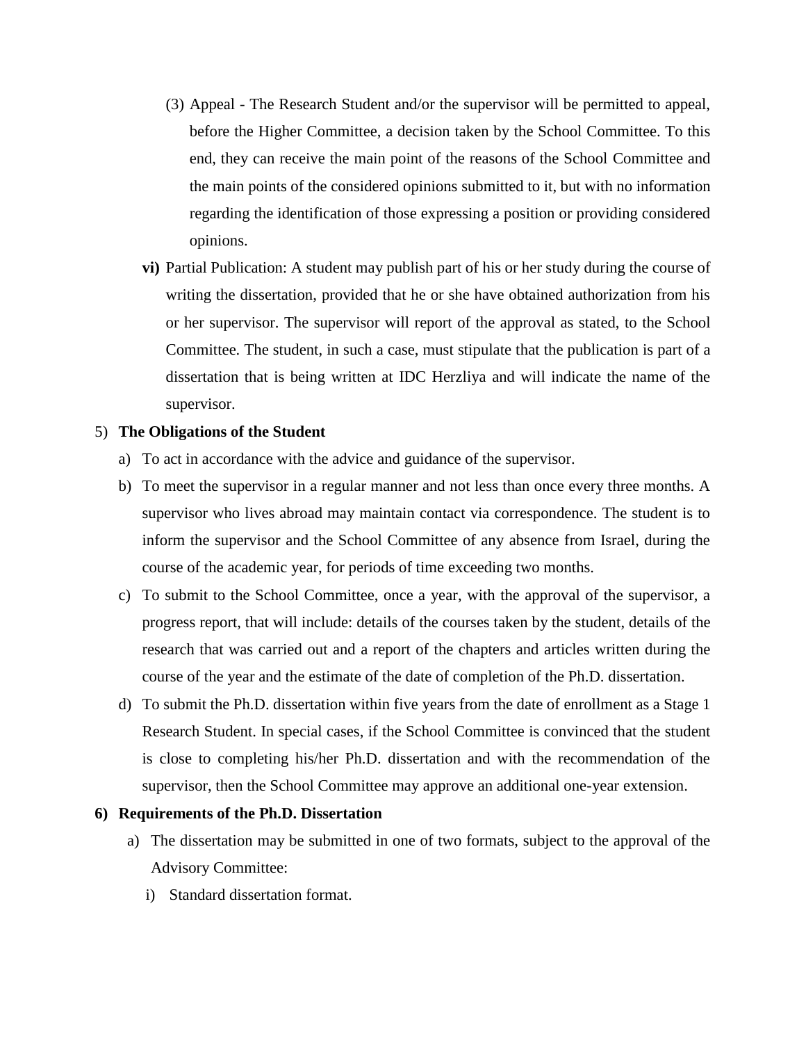(3) Appeal - The Research Student and/or the supervisor will be permitted to appeal, before the Higher Committee, a decision taken by the School Committee. To this end, they can receive the main point of the reasons of the School Committee and the main points of the considered opinions submitted to it, but with no information regarding the identification of those expressing a position or providing considered opinions.

**vi)** Partial Publication: A student may publish part of his or her study during the course of writing the dissertation, provided that he or she have obtained authorization from his or her supervisor. The supervisor will report of the approval as stated, to the School Committee. The student, in such a case, must stipulate that the publication is part of a dissertation that is being written at IDC Herzliya and will indicate the name of the supervisor.

5) **The Obligations of the Student**

a) To act in accordance with the advice and guidance of the supervisor.

b) To meet the supervisor in a regular manner and not less than once every three months. A supervisor who lives abroad may maintain contact via correspondence. The student is to inform the supervisor and the School Committee of any absence from Israel, during the course of the academic year, for periods of time exceeding two months.

c) To submit to the School Committee, once a year, with the approval of the supervisor, a progress report, that will include: details of the courses taken by the student, details of the research that was carried out and a report of the chapters and articles written during the course of the year and the estimate of the date of completion of the Ph.D. dissertation.

d) To submit the Ph.D. dissertation within five years from the date of enrollment as a Stage 1 Research Student. In special cases, if the School Committee is convinced that the student is close to completing his/her Ph.D. dissertation and with the recommendation of the supervisor, then the School Committee may approve an additional one-year extension.

**6) Requirements of the Ph.D. Dissertation**

a) The dissertation may be submitted in one of two formats, subject to the approval of the Advisory Committee:

i) Standard dissertation format.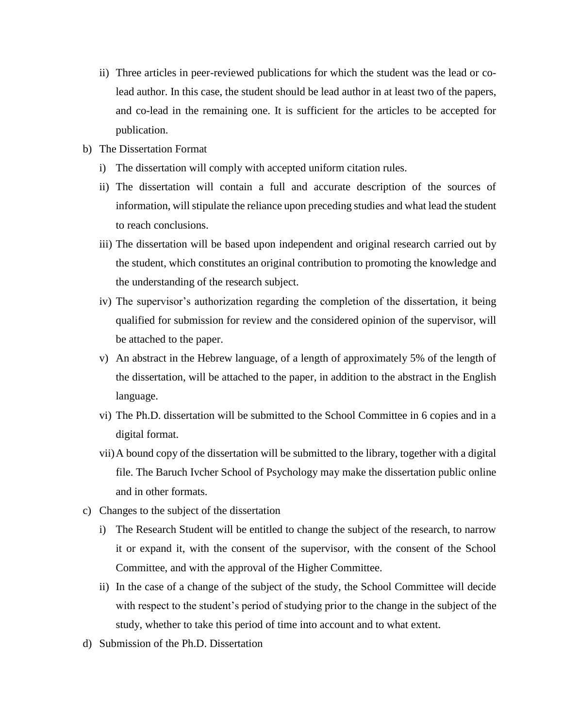ii) Three articles in peer-reviewed publications for which the student was the lead or co-lead author. In this case, the student should be lead author in at least two of the papers, and co-lead in the remaining one. It is sufficient for the articles to be accepted for publication.

b) The Dissertation Format

   i) The dissertation will comply with accepted uniform citation rules.

   ii) The dissertation will contain a full and accurate description of the sources of information, will stipulate the reliance upon preceding studies and what lead the student to reach conclusions.

   iii) The dissertation will be based upon independent and original research carried out by the student, which constitutes an original contribution to promoting the knowledge and the understanding of the research subject.

   iv) The supervisor's authorization regarding the completion of the dissertation, it being qualified for submission for review and the considered opinion of the supervisor, will be attached to the paper.

   v) An abstract in the Hebrew language, of a length of approximately 5% of the length of the dissertation, will be attached to the paper, in addition to the abstract in the English language.

   vi) The Ph.D. dissertation will be submitted to the School Committee in 6 copies and in a digital format.

   vii) A bound copy of the dissertation will be submitted to the library, together with a digital file. The Baruch Ivcher School of Psychology may make the dissertation public online and in other formats.

c) Changes to the subject of the dissertation

   i) The Research Student will be entitled to change the subject of the research, to narrow it or expand it, with the consent of the supervisor, with the consent of the School Committee, and with the approval of the Higher Committee.

   ii) In the case of a change of the subject of the study, the School Committee will decide with respect to the student's period of studying prior to the change in the subject of the study, whether to take this period of time into account and to what extent.

d) Submission of the Ph.D. Dissertation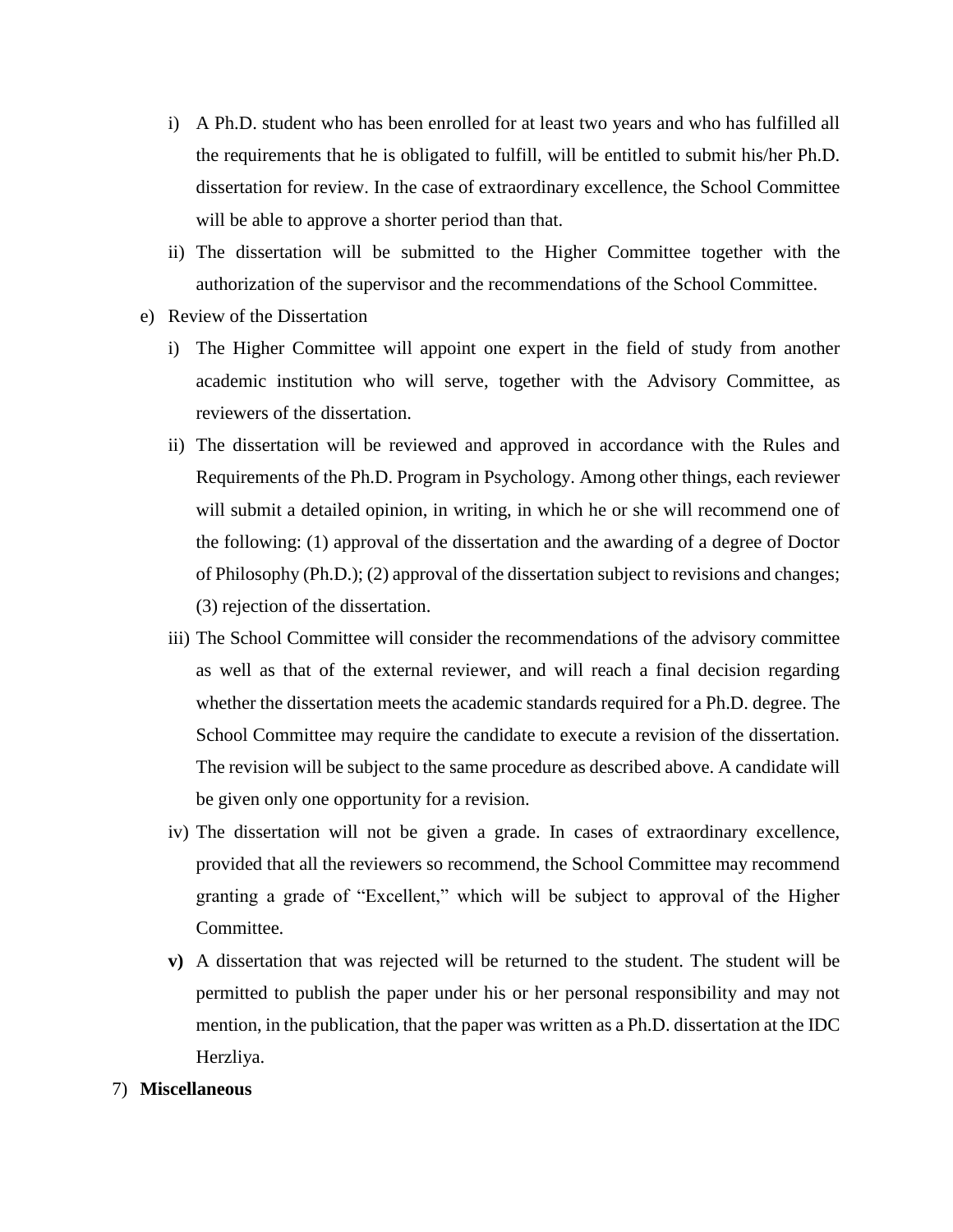i) A Ph.D. student who has been enrolled for at least two years and who has fulfilled all the requirements that he is obligated to fulfill, will be entitled to submit his/her Ph.D. dissertation for review. In the case of extraordinary excellence, the School Committee will be able to approve a shorter period than that.

ii) The dissertation will be submitted to the Higher Committee together with the authorization of the supervisor and the recommendations of the School Committee.

e) Review of the Dissertation

i) The Higher Committee will appoint one expert in the field of study from another academic institution who will serve, together with the Advisory Committee, as reviewers of the dissertation.

ii) The dissertation will be reviewed and approved in accordance with the Rules and Requirements of the Ph.D. Program in Psychology. Among other things, each reviewer will submit a detailed opinion, in writing, in which he or she will recommend one of the following: (1) approval of the dissertation and the awarding of a degree of Doctor of Philosophy (Ph.D.); (2) approval of the dissertation subject to revisions and changes; (3) rejection of the dissertation.

iii) The School Committee will consider the recommendations of the advisory committee as well as that of the external reviewer, and will reach a final decision regarding whether the dissertation meets the academic standards required for a Ph.D. degree. The School Committee may require the candidate to execute a revision of the dissertation. The revision will be subject to the same procedure as described above. A candidate will be given only one opportunity for a revision.

iv) The dissertation will not be given a grade. In cases of extraordinary excellence, provided that all the reviewers so recommend, the School Committee may recommend granting a grade of "Excellent," which will be subject to approval of the Higher Committee.

**v)** A dissertation that was rejected will be returned to the student. The student will be permitted to publish the paper under his or her personal responsibility and may not mention, in the publication, that the paper was written as a Ph.D. dissertation at the IDC Herzliya.

7) **Miscellaneous**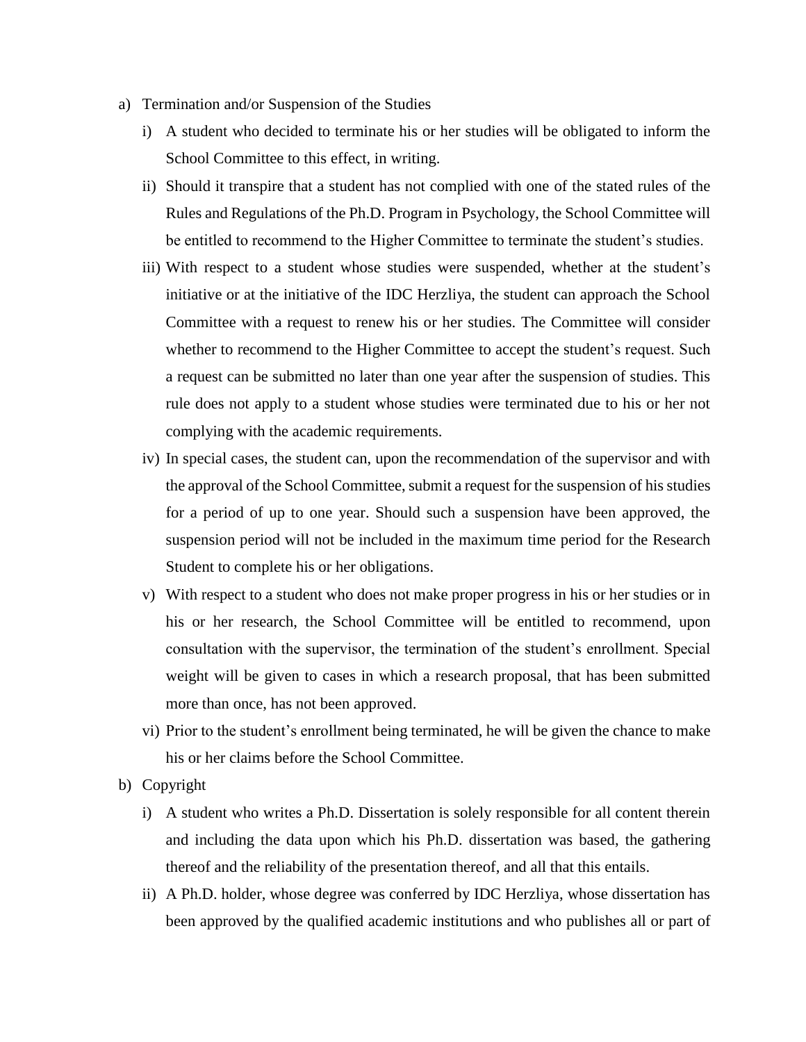a) Termination and/or Suspension of the Studies

   i) A student who decided to terminate his or her studies will be obligated to inform the School Committee to this effect, in writing.

   ii) Should it transpire that a student has not complied with one of the stated rules of the Rules and Regulations of the Ph.D. Program in Psychology, the School Committee will be entitled to recommend to the Higher Committee to terminate the student's studies.

   iii) With respect to a student whose studies were suspended, whether at the student's initiative or at the initiative of the IDC Herzliya, the student can approach the School Committee with a request to renew his or her studies. The Committee will consider whether to recommend to the Higher Committee to accept the student's request. Such a request can be submitted no later than one year after the suspension of studies. This rule does not apply to a student whose studies were terminated due to his or her not complying with the academic requirements.

   iv) In special cases, the student can, upon the recommendation of the supervisor and with the approval of the School Committee, submit a request for the suspension of his studies for a period of up to one year. Should such a suspension have been approved, the suspension period will not be included in the maximum time period for the Research Student to complete his or her obligations.

   v) With respect to a student who does not make proper progress in his or her studies or in his or her research, the School Committee will be entitled to recommend, upon consultation with the supervisor, the termination of the student's enrollment. Special weight will be given to cases in which a research proposal, that has been submitted more than once, has not been approved.

   vi) Prior to the student's enrollment being terminated, he will be given the chance to make his or her claims before the School Committee.

b) Copyright

   i) A student who writes a Ph.D. Dissertation is solely responsible for all content therein and including the data upon which his Ph.D. dissertation was based, the gathering thereof and the reliability of the presentation thereof, and all that this entails.

   ii) A Ph.D. holder, whose degree was conferred by IDC Herzliya, whose dissertation has been approved by the qualified academic institutions and who publishes all or part of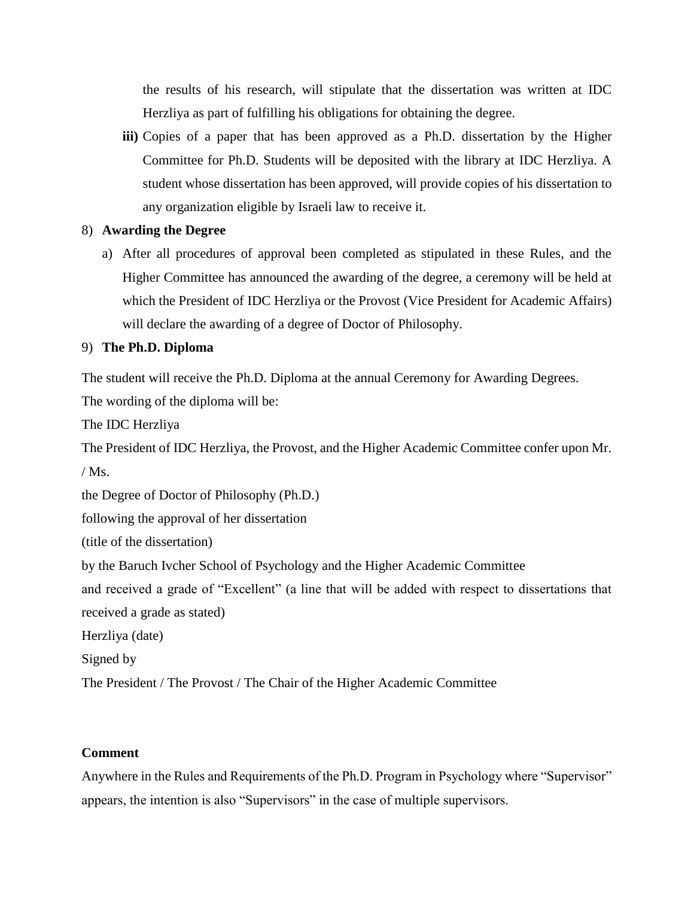the results of his research, will stipulate that the dissertation was written at IDC Herzliya as part of fulfilling his obligations for obtaining the degree.

**iii)** Copies of a paper that has been approved as a Ph.D. dissertation by the Higher Committee for Ph.D. Students will be deposited with the library at IDC Herzliya. A student whose dissertation has been approved, will provide copies of his dissertation to any organization eligible by Israeli law to receive it.

8) **Awarding the Degree**

a) After all procedures of approval been completed as stipulated in these Rules, and the Higher Committee has announced the awarding of the degree, a ceremony will be held at which the President of IDC Herzliya or the Provost (Vice President for Academic Affairs) will declare the awarding of a degree of Doctor of Philosophy.

9) **The Ph.D. Diploma**

The student will receive the Ph.D. Diploma at the annual Ceremony for Awarding Degrees.

The wording of the diploma will be:

The IDC Herzliya

The President of IDC Herzliya, the Provost, and the Higher Academic Committee confer upon Mr. / Ms.

the Degree of Doctor of Philosophy (Ph.D.)

following the approval of her dissertation

(title of the dissertation)

by the Baruch Ivcher School of Psychology and the Higher Academic Committee

and received a grade of "Excellent" (a line that will be added with respect to dissertations that received a grade as stated)

Herzliya (date)

Signed by

The President / The Provost / The Chair of the Higher Academic Committee

**Comment**

Anywhere in the Rules and Requirements of the Ph.D. Program in Psychology where "Supervisor" appears, the intention is also "Supervisors" in the case of multiple supervisors.